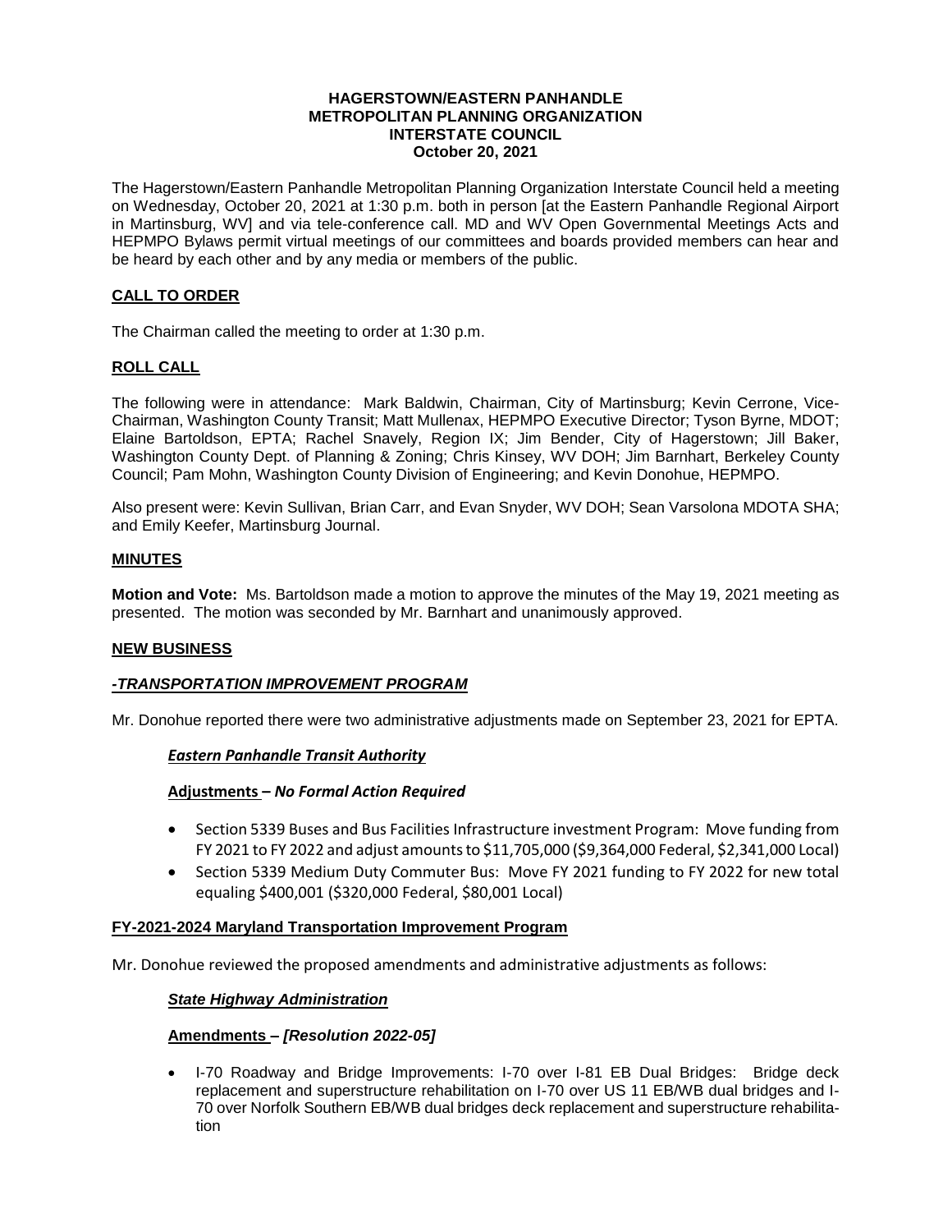# HAGERSTOWN/EASTERN PANHANDLE METROPOLITAN PLANNING ORGANIZATION INTERSTATE COUNCIL
## October 20, 2021

The Hagerstown/Eastern Panhandle Metropolitan Planning Organization Interstate Council held a meeting on Wednesday, October 20, 2021 at 1:30 p.m. both in person [at the Eastern Panhandle Regional Airport in Martinsburg, WV] and via tele-conference call. MD and WV Open Governmental Meetings Acts and HEPMPO Bylaws permit virtual meetings of our committees and boards provided members can hear and be heard by each other and by any media or members of the public.

## CALL TO ORDER

The Chairman called the meeting to order at 1:30 p.m.

## ROLL CALL

The following were in attendance: Mark Baldwin, Chairman, City of Martinsburg; Kevin Cerrone, Vice-Chairman, Washington County Transit; Matt Mullenax, HEPMPO Executive Director; Tyson Byrne, MDOT; Elaine Bartoldson, EPTA; Rachel Snavely, Region IX; Jim Bender, City of Hagerstown; Jill Baker, Washington County Dept. of Planning & Zoning; Chris Kinsey, WV DOH; Jim Barnhart, Berkeley County Council; Pam Mohn, Washington County Division of Engineering; and Kevin Donohue, HEPMPO.

Also present were: Kevin Sullivan, Brian Carr, and Evan Snyder, WV DOH; Sean Varsolona MDOTA SHA; and Emily Keefer, Martinsburg Journal.

## MINUTES

**Motion and Vote:** Ms. Bartoldson made a motion to approve the minutes of the May 19, 2021 meeting as presented. The motion was seconded by Mr. Barnhart and unanimously approved.

## NEW BUSINESS

### *-TRANSPORTATION IMPROVEMENT PROGRAM*

Mr. Donohue reported there were two administrative adjustments made on September 23, 2021 for EPTA.

#### *Eastern Panhandle Transit Authority*

**Adjustments –** ***No Formal Action Required***

- Section 5339 Buses and Bus Facilities Infrastructure investment Program: Move funding from FY 2021 to FY 2022 and adjust amounts to $11,705,000 ($9,364,000 Federal, $2,341,000 Local)
- Section 5339 Medium Duty Commuter Bus: Move FY 2021 funding to FY 2022 for new total equaling $400,001 ($320,000 Federal, $80,001 Local)

### FY-2021-2024 Maryland Transportation Improvement Program

Mr. Donohue reviewed the proposed amendments and administrative adjustments as follows:

#### *State Highway Administration*

**Amendments –** ***[Resolution 2022-05]***

- I-70 Roadway and Bridge Improvements: I-70 over I-81 EB Dual Bridges: Bridge deck replacement and superstructure rehabilitation on I-70 over US 11 EB/WB dual bridges and I-70 over Norfolk Southern EB/WB dual bridges deck replacement and superstructure rehabilitation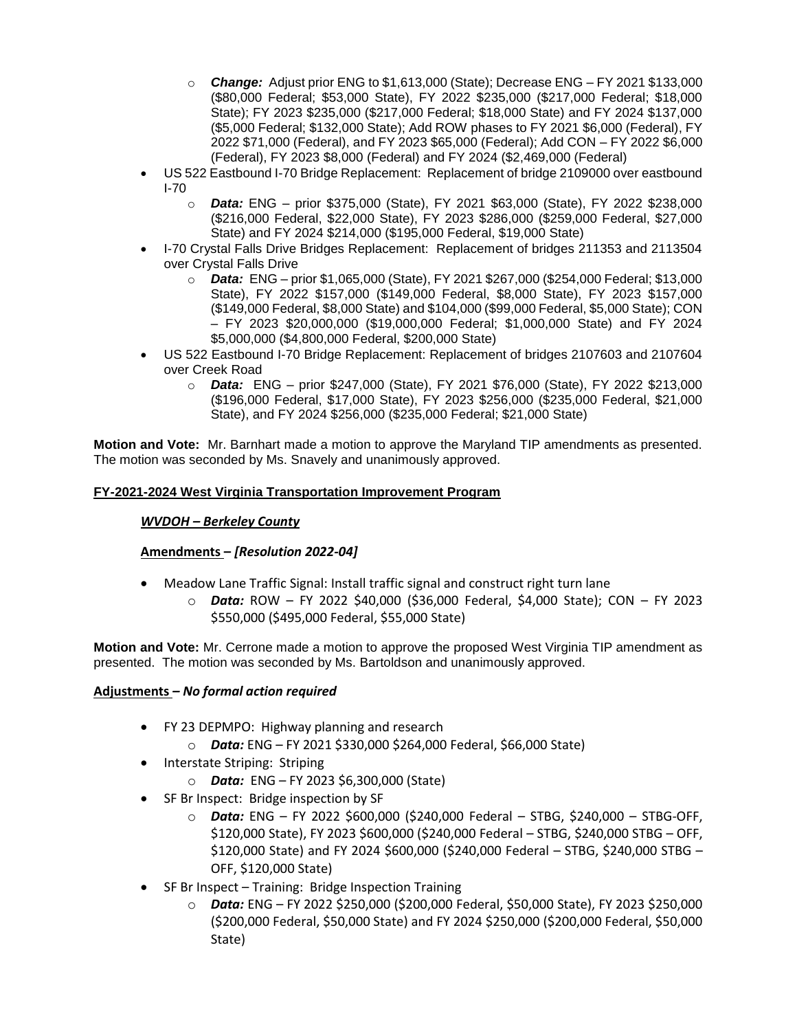- ***Change:*** Adjust prior ENG to $1,613,000 (State); Decrease ENG – FY 2021 $133,000 ($80,000 Federal; $53,000 State), FY 2022 $235,000 ($217,000 Federal; $18,000 State); FY 2023 $235,000 ($217,000 Federal; $18,000 State) and FY 2024 $137,000 ($5,000 Federal; $132,000 State); Add ROW phases to FY 2021 $6,000 (Federal), FY 2022 $71,000 (Federal), and FY 2023 $65,000 (Federal); Add CON – FY 2022 $6,000 (Federal), FY 2023 $8,000 (Federal) and FY 2024 ($2,469,000 (Federal)

- US 522 Eastbound I-70 Bridge Replacement: Replacement of bridge 2109000 over eastbound I-70
    - ***Data:*** ENG – prior $375,000 (State), FY 2021 $63,000 (State), FY 2022 $238,000 ($216,000 Federal, $22,000 State), FY 2023 $286,000 ($259,000 Federal, $27,000 State) and FY 2024 $214,000 ($195,000 Federal, $19,000 State)
- I-70 Crystal Falls Drive Bridges Replacement: Replacement of bridges 211353 and 2113504 over Crystal Falls Drive
    - ***Data:*** ENG – prior $1,065,000 (State), FY 2021 $267,000 ($254,000 Federal; $13,000 State), FY 2022 $157,000 ($149,000 Federal, $8,000 State), FY 2023 $157,000 ($149,000 Federal, $8,000 State) and $104,000 ($99,000 Federal, $5,000 State); CON – FY 2023 $20,000,000 ($19,000,000 Federal; $1,000,000 State) and FY 2024 $5,000,000 ($4,800,000 Federal, $200,000 State)
- US 522 Eastbound I-70 Bridge Replacement: Replacement of bridges 2107603 and 2107604 over Creek Road
    - ***Data:*** ENG – prior $247,000 (State), FY 2021 $76,000 (State), FY 2022 $213,000 ($196,000 Federal, $17,000 State), FY 2023 $256,000 ($235,000 Federal, $21,000 State), and FY 2024 $256,000 ($235,000 Federal; $21,000 State)

**Motion and Vote:** Mr. Barnhart made a motion to approve the Maryland TIP amendments as presented. The motion was seconded by Ms. Snavely and unanimously approved.

**FY-2021-2024 West Virginia Transportation Improvement Program**

***WVDOH – Berkeley County***

**Amendments – *[Resolution 2022-04]***

- Meadow Lane Traffic Signal: Install traffic signal and construct right turn lane
    - ***Data:*** ROW – FY 2022 $40,000 ($36,000 Federal, $4,000 State); CON – FY 2023 $550,000 ($495,000 Federal, $55,000 State)

**Motion and Vote:** Mr. Cerrone made a motion to approve the proposed West Virginia TIP amendment as presented. The motion was seconded by Ms. Bartoldson and unanimously approved.

**Adjustments – *No formal action required***

- FY 23 DEPMPO: Highway planning and research
    - ***Data:*** ENG – FY 2021 $330,000 $264,000 Federal, $66,000 State)
- Interstate Striping: Striping
    - ***Data:*** ENG – FY 2023 $6,300,000 (State)
- SF Br Inspect: Bridge inspection by SF
    - ***Data:*** ENG – FY 2022 $600,000 ($240,000 Federal – STBG, $240,000 – STBG-OFF, $120,000 State), FY 2023 $600,000 ($240,000 Federal – STBG, $240,000 STBG – OFF, $120,000 State) and FY 2024 $600,000 ($240,000 Federal – STBG, $240,000 STBG – OFF, $120,000 State)
- SF Br Inspect – Training: Bridge Inspection Training
    - ***Data:*** ENG – FY 2022 $250,000 ($200,000 Federal, $50,000 State), FY 2023 $250,000 ($200,000 Federal, $50,000 State) and FY 2024 $250,000 ($200,000 Federal, $50,000 State)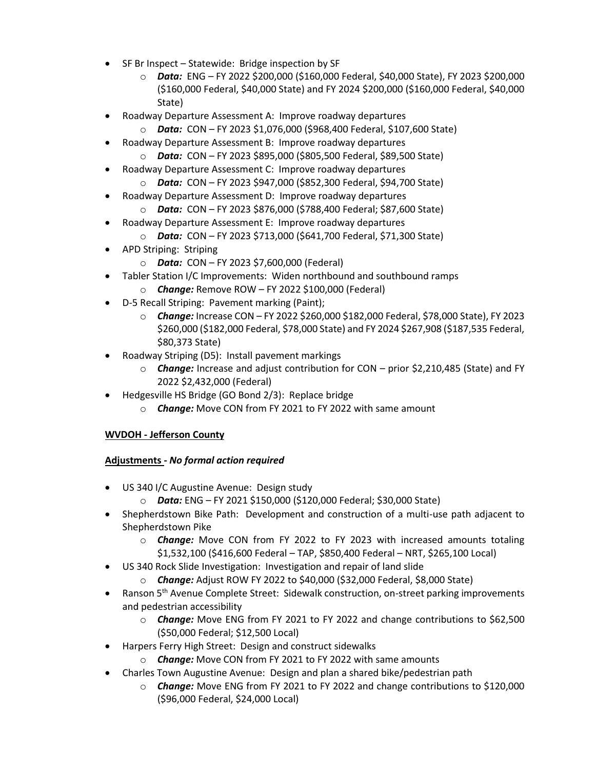- SF Br Inspect – Statewide: Bridge inspection by SF
  - ***Data:*** ENG – FY 2022 $200,000 ($160,000 Federal, $40,000 State), FY 2023 $200,000 ($160,000 Federal, $40,000 State) and FY 2024 $200,000 ($160,000 Federal, $40,000 State)
- Roadway Departure Assessment A: Improve roadway departures
  - ***Data:*** CON – FY 2023 $1,076,000 ($968,400 Federal, $107,600 State)
- Roadway Departure Assessment B: Improve roadway departures
  - ***Data:*** CON – FY 2023 $895,000 ($805,500 Federal, $89,500 State)
- Roadway Departure Assessment C: Improve roadway departures
  - ***Data:*** CON – FY 2023 $947,000 ($852,300 Federal, $94,700 State)
- Roadway Departure Assessment D: Improve roadway departures
  - ***Data:*** CON – FY 2023 $876,000 ($788,400 Federal; $87,600 State)
- Roadway Departure Assessment E: Improve roadway departures
  - ***Data:*** CON – FY 2023 $713,000 ($641,700 Federal, $71,300 State)
- APD Striping: Striping
  - ***Data:*** CON – FY 2023 $7,600,000 (Federal)
- Tabler Station I/C Improvements: Widen northbound and southbound ramps
  - ***Change:*** Remove ROW – FY 2022 $100,000 (Federal)
- D-5 Recall Striping: Pavement marking (Paint);
  - ***Change:*** Increase CON – FY 2022 $260,000 $182,000 Federal, $78,000 State), FY 2023 $260,000 ($182,000 Federal, $78,000 State) and FY 2024 $267,908 ($187,535 Federal, $80,373 State)
- Roadway Striping (D5): Install pavement markings
  - ***Change:*** Increase and adjust contribution for CON – prior $2,210,485 (State) and FY 2022 $2,432,000 (Federal)
- Hedgesville HS Bridge (GO Bond 2/3): Replace bridge
  - ***Change:*** Move CON from FY 2021 to FY 2022 with same amount

**WVDOH - Jefferson County**

**Adjustments - *No formal action required***

- US 340 I/C Augustine Avenue: Design study
  - ***Data:*** ENG – FY 2021 $150,000 ($120,000 Federal; $30,000 State)
- Shepherdstown Bike Path: Development and construction of a multi-use path adjacent to Shepherdstown Pike
  - ***Change:*** Move CON from FY 2022 to FY 2023 with increased amounts totaling $1,532,100 ($416,600 Federal – TAP, $850,400 Federal – NRT, $265,100 Local)
- US 340 Rock Slide Investigation: Investigation and repair of land slide
  - ***Change:*** Adjust ROW FY 2022 to $40,000 ($32,000 Federal, $8,000 State)
- Ranson 5th Avenue Complete Street: Sidewalk construction, on-street parking improvements and pedestrian accessibility
  - ***Change:*** Move ENG from FY 2021 to FY 2022 and change contributions to $62,500 ($50,000 Federal; $12,500 Local)
- Harpers Ferry High Street: Design and construct sidewalks
  - ***Change:*** Move CON from FY 2021 to FY 2022 with same amounts
- Charles Town Augustine Avenue: Design and plan a shared bike/pedestrian path
  - ***Change:*** Move ENG from FY 2021 to FY 2022 and change contributions to $120,000 ($96,000 Federal, $24,000 Local)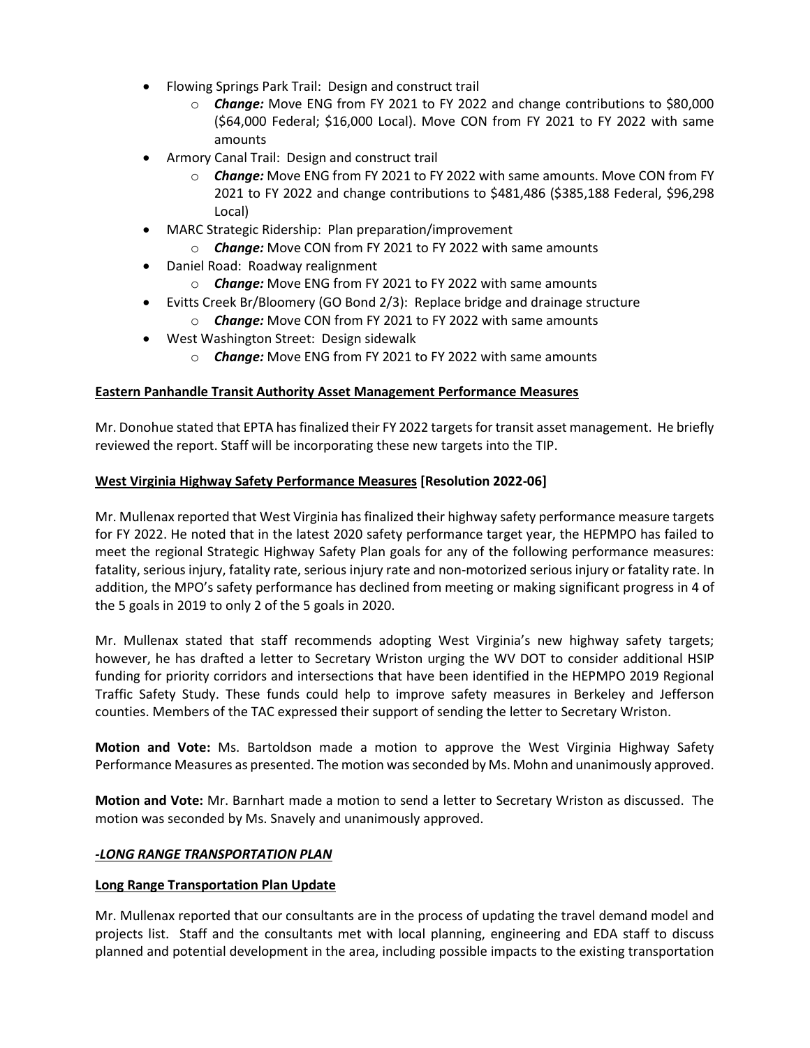- Flowing Springs Park Trail: Design and construct trail
    - ***Change:*** Move ENG from FY 2021 to FY 2022 and change contributions to $80,000 ($64,000 Federal; $16,000 Local). Move CON from FY 2021 to FY 2022 with same amounts
- Armory Canal Trail: Design and construct trail
    - ***Change:*** Move ENG from FY 2021 to FY 2022 with same amounts. Move CON from FY 2021 to FY 2022 and change contributions to $481,486 ($385,188 Federal, $96,298 Local)
- MARC Strategic Ridership: Plan preparation/improvement
    - ***Change:*** Move CON from FY 2021 to FY 2022 with same amounts
- Daniel Road: Roadway realignment
    - ***Change:*** Move ENG from FY 2021 to FY 2022 with same amounts
- Evitts Creek Br/Bloomery (GO Bond 2/3): Replace bridge and drainage structure
    - ***Change:*** Move CON from FY 2021 to FY 2022 with same amounts
- West Washington Street: Design sidewalk
    - ***Change:*** Move ENG from FY 2021 to FY 2022 with same amounts

**Eastern Panhandle Transit Authority Asset Management Performance Measures**

Mr. Donohue stated that EPTA has finalized their FY 2022 targets for transit asset management. He briefly reviewed the report. Staff will be incorporating these new targets into the TIP.

**West Virginia Highway Safety Performance Measures [Resolution 2022-06]**

Mr. Mullenax reported that West Virginia has finalized their highway safety performance measure targets for FY 2022. He noted that in the latest 2020 safety performance target year, the HEPMPO has failed to meet the regional Strategic Highway Safety Plan goals for any of the following performance measures: fatality, serious injury, fatality rate, serious injury rate and non-motorized serious injury or fatality rate. In addition, the MPO's safety performance has declined from meeting or making significant progress in 4 of the 5 goals in 2019 to only 2 of the 5 goals in 2020.

Mr. Mullenax stated that staff recommends adopting West Virginia's new highway safety targets; however, he has drafted a letter to Secretary Wriston urging the WV DOT to consider additional HSIP funding for priority corridors and intersections that have been identified in the HEPMPO 2019 Regional Traffic Safety Study. These funds could help to improve safety measures in Berkeley and Jefferson counties. Members of the TAC expressed their support of sending the letter to Secretary Wriston.

**Motion and Vote:** Ms. Bartoldson made a motion to approve the West Virginia Highway Safety Performance Measures as presented. The motion was seconded by Ms. Mohn and unanimously approved.

**Motion and Vote:** Mr. Barnhart made a motion to send a letter to Secretary Wriston as discussed. The motion was seconded by Ms. Snavely and unanimously approved.

***-LONG RANGE TRANSPORTATION PLAN***

**Long Range Transportation Plan Update**

Mr. Mullenax reported that our consultants are in the process of updating the travel demand model and projects list. Staff and the consultants met with local planning, engineering and EDA staff to discuss planned and potential development in the area, including possible impacts to the existing transportation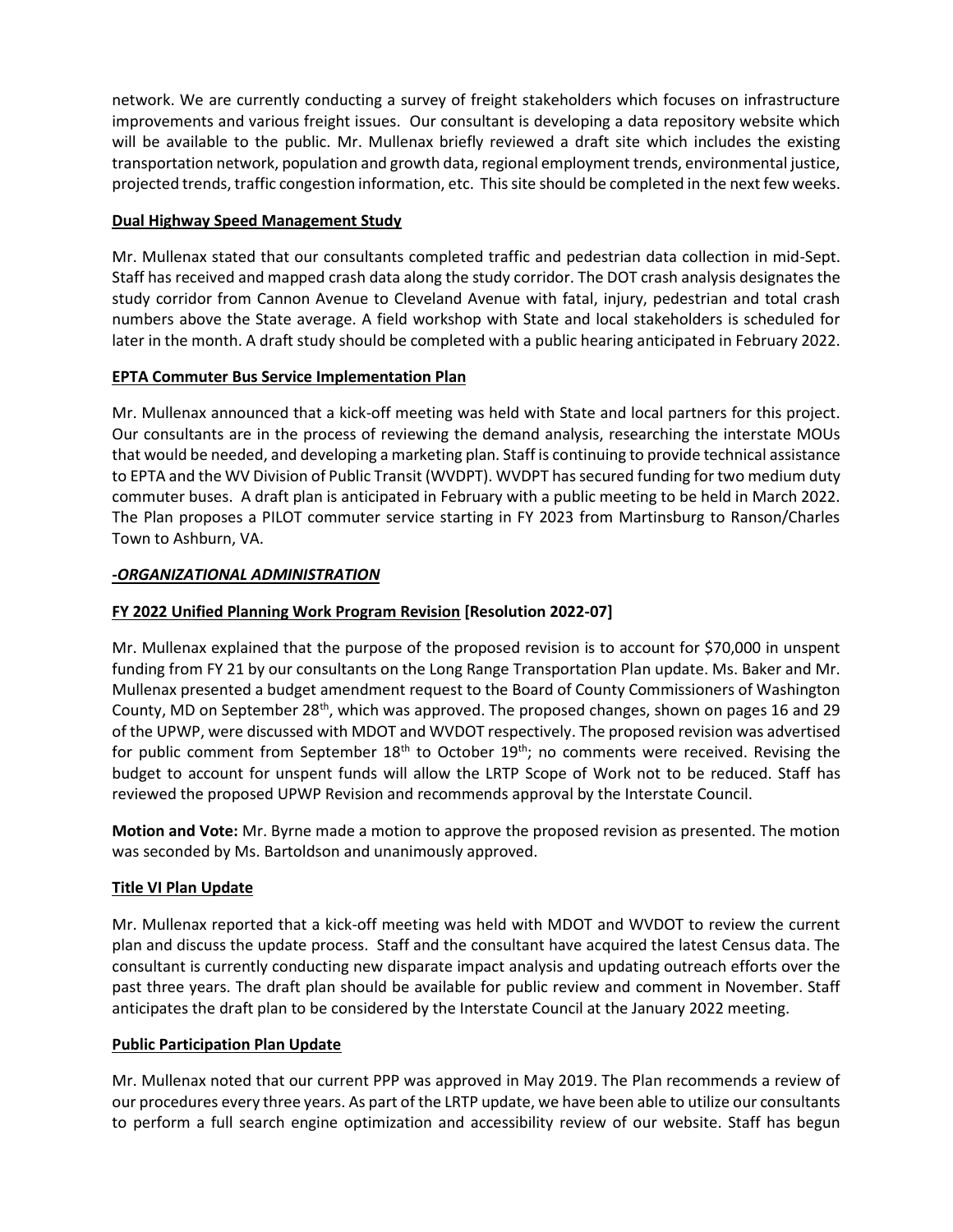network. We are currently conducting a survey of freight stakeholders which focuses on infrastructure improvements and various freight issues. Our consultant is developing a data repository website which will be available to the public. Mr. Mullenax briefly reviewed a draft site which includes the existing transportation network, population and growth data, regional employment trends, environmental justice, projected trends, traffic congestion information, etc. This site should be completed in the next few weeks.

**Dual Highway Speed Management Study**

Mr. Mullenax stated that our consultants completed traffic and pedestrian data collection in mid-Sept. Staff has received and mapped crash data along the study corridor. The DOT crash analysis designates the study corridor from Cannon Avenue to Cleveland Avenue with fatal, injury, pedestrian and total crash numbers above the State average. A field workshop with State and local stakeholders is scheduled for later in the month. A draft study should be completed with a public hearing anticipated in February 2022.

**EPTA Commuter Bus Service Implementation Plan**

Mr. Mullenax announced that a kick-off meeting was held with State and local partners for this project. Our consultants are in the process of reviewing the demand analysis, researching the interstate MOUs that would be needed, and developing a marketing plan. Staff is continuing to provide technical assistance to EPTA and the WV Division of Public Transit (WVDPT). WVDPT has secured funding for two medium duty commuter buses. A draft plan is anticipated in February with a public meeting to be held in March 2022. The Plan proposes a PILOT commuter service starting in FY 2023 from Martinsburg to Ranson/Charles Town to Ashburn, VA.

***-ORGANIZATIONAL ADMINISTRATION***

**FY 2022 Unified Planning Work Program Revision [Resolution 2022-07]**

Mr. Mullenax explained that the purpose of the proposed revision is to account for $70,000 in unspent funding from FY 21 by our consultants on the Long Range Transportation Plan update. Ms. Baker and Mr. Mullenax presented a budget amendment request to the Board of County Commissioners of Washington County, MD on September 28th, which was approved. The proposed changes, shown on pages 16 and 29 of the UPWP, were discussed with MDOT and WVDOT respectively. The proposed revision was advertised for public comment from September 18th to October 19th; no comments were received. Revising the budget to account for unspent funds will allow the LRTP Scope of Work not to be reduced. Staff has reviewed the proposed UPWP Revision and recommends approval by the Interstate Council.

**Motion and Vote:** Mr. Byrne made a motion to approve the proposed revision as presented. The motion was seconded by Ms. Bartoldson and unanimously approved.

**Title VI Plan Update**

Mr. Mullenax reported that a kick-off meeting was held with MDOT and WVDOT to review the current plan and discuss the update process. Staff and the consultant have acquired the latest Census data. The consultant is currently conducting new disparate impact analysis and updating outreach efforts over the past three years. The draft plan should be available for public review and comment in November. Staff anticipates the draft plan to be considered by the Interstate Council at the January 2022 meeting.

**Public Participation Plan Update**

Mr. Mullenax noted that our current PPP was approved in May 2019. The Plan recommends a review of our procedures every three years. As part of the LRTP update, we have been able to utilize our consultants to perform a full search engine optimization and accessibility review of our website. Staff has begun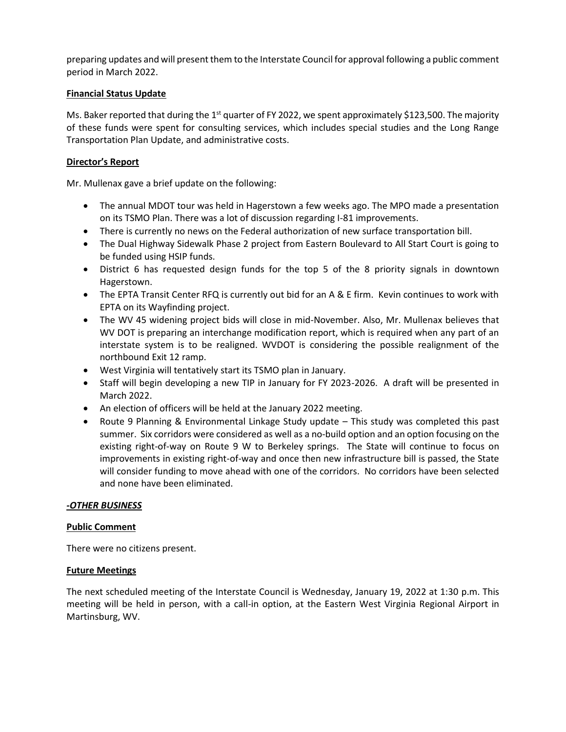preparing updates and will present them to the Interstate Council for approval following a public comment period in March 2022.

**Financial Status Update**

Ms. Baker reported that during the 1st quarter of FY 2022, we spent approximately $123,500. The majority of these funds were spent for consulting services, which includes special studies and the Long Range Transportation Plan Update, and administrative costs.

**Director's Report**

Mr. Mullenax gave a brief update on the following:

- The annual MDOT tour was held in Hagerstown a few weeks ago. The MPO made a presentation on its TSMO Plan. There was a lot of discussion regarding I-81 improvements.
- There is currently no news on the Federal authorization of new surface transportation bill.
- The Dual Highway Sidewalk Phase 2 project from Eastern Boulevard to All Start Court is going to be funded using HSIP funds.
- District 6 has requested design funds for the top 5 of the 8 priority signals in downtown Hagerstown.
- The EPTA Transit Center RFQ is currently out bid for an A & E firm. Kevin continues to work with EPTA on its Wayfinding project.
- The WV 45 widening project bids will close in mid-November. Also, Mr. Mullenax believes that WV DOT is preparing an interchange modification report, which is required when any part of an interstate system is to be realigned. WVDOT is considering the possible realignment of the northbound Exit 12 ramp.
- West Virginia will tentatively start its TSMO plan in January.
- Staff will begin developing a new TIP in January for FY 2023-2026. A draft will be presented in March 2022.
- An election of officers will be held at the January 2022 meeting.
- Route 9 Planning & Environmental Linkage Study update – This study was completed this past summer. Six corridors were considered as well as a no-build option and an option focusing on the existing right-of-way on Route 9 W to Berkeley springs. The State will continue to focus on improvements in existing right-of-way and once then new infrastructure bill is passed, the State will consider funding to move ahead with one of the corridors. No corridors have been selected and none have been eliminated.

***-OTHER BUSINESS***

**Public Comment**

There were no citizens present.

**Future Meetings**

The next scheduled meeting of the Interstate Council is Wednesday, January 19, 2022 at 1:30 p.m. This meeting will be held in person, with a call-in option, at the Eastern West Virginia Regional Airport in Martinsburg, WV.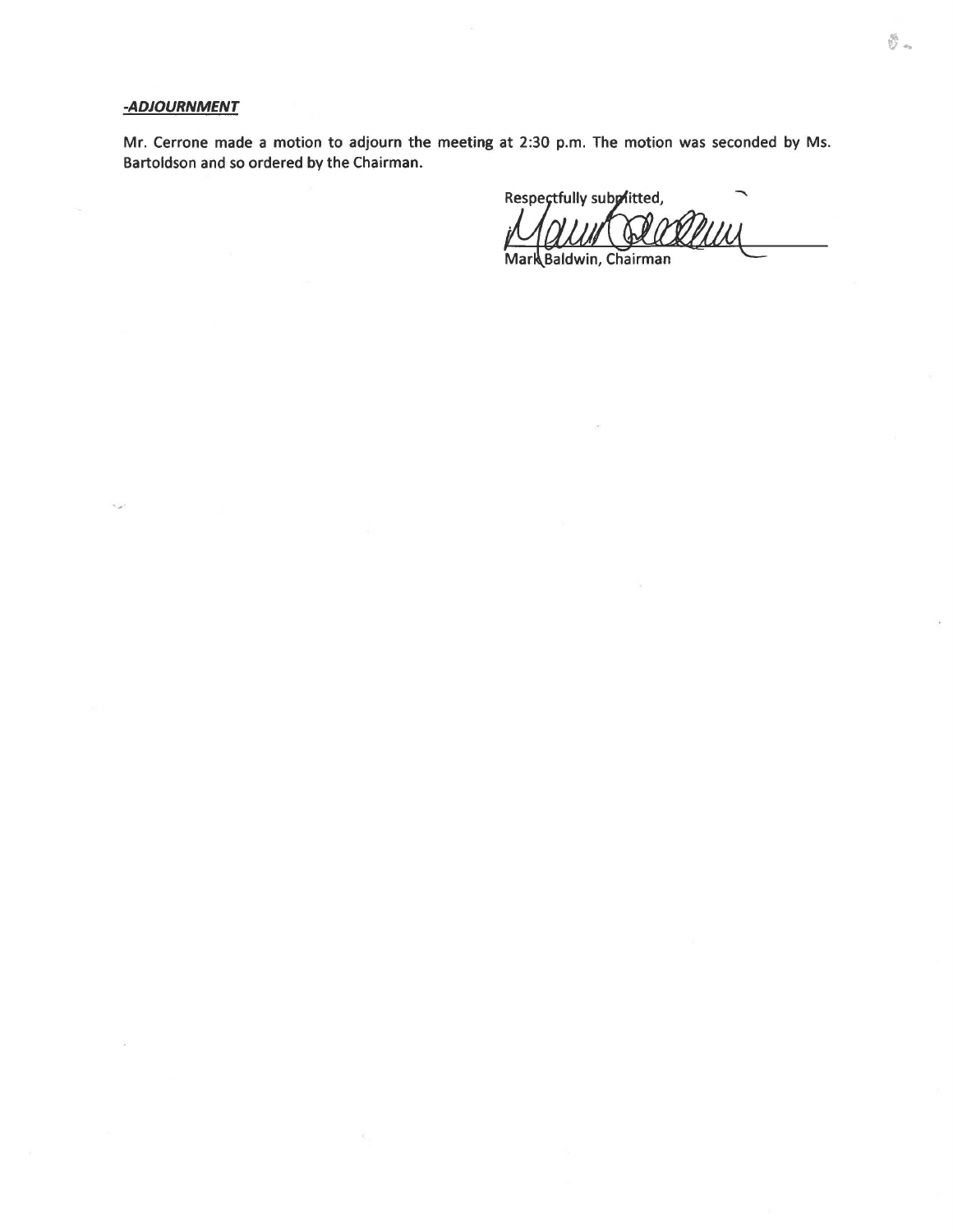***-ADJOURNMENT***

Mr. Cerrone made a motion to adjourn the meeting at 2:30 p.m. The motion was seconded by Ms. Bartoldson and so ordered by the Chairman.

Respectfully submitted,

Mark Baldwin, Chairman